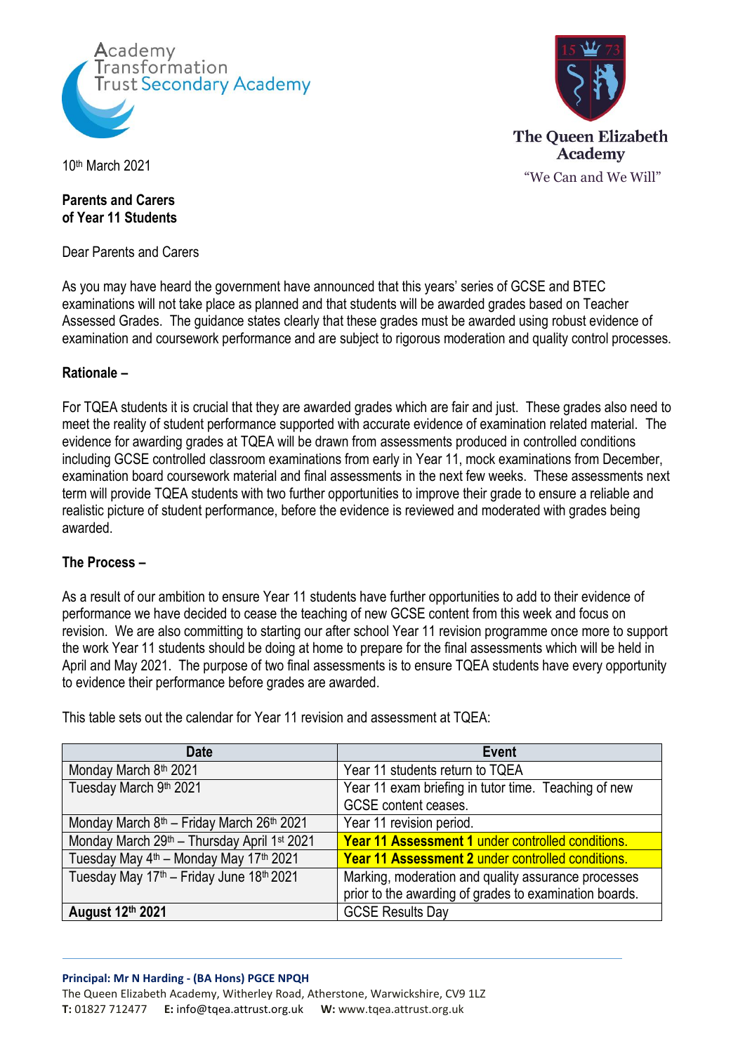Academy Transformation Trust Secondary Academy

The Queen Elizabeth Academy

"We Can and We Will"

10th March 2021

**Parents and Carers**
**of Year 11 Students**

Dear Parents and Carers

As you may have heard the government have announced that this years' series of GCSE and BTEC examinations will not take place as planned and that students will be awarded grades based on Teacher Assessed Grades. The guidance states clearly that these grades must be awarded using robust evidence of examination and coursework performance and are subject to rigorous moderation and quality control processes.

**Rationale –**

For TQEA students it is crucial that they are awarded grades which are fair and just. These grades also need to meet the reality of student performance supported with accurate evidence of examination related material. The evidence for awarding grades at TQEA will be drawn from assessments produced in controlled conditions including GCSE controlled classroom examinations from early in Year 11, mock examinations from December, examination board coursework material and final assessments in the next few weeks. These assessments next term will provide TQEA students with two further opportunities to improve their grade to ensure a reliable and realistic picture of student performance, before the evidence is reviewed and moderated with grades being awarded.

**The Process –**

As a result of our ambition to ensure Year 11 students have further opportunities to add to their evidence of performance we have decided to cease the teaching of new GCSE content from this week and focus on revision. We are also committing to starting our after school Year 11 revision programme once more to support the work Year 11 students should be doing at home to prepare for the final assessments which will be held in April and May 2021. The purpose of two final assessments is to ensure TQEA students have every opportunity to evidence their performance before grades are awarded.

This table sets out the calendar for Year 11 revision and assessment at TQEA:

| Date | Event |
|---|---|
| Monday March 8th 2021 | Year 11 students return to TQEA |
| Tuesday March 9th 2021 | Year 11 exam briefing in tutor time. Teaching of new GCSE content ceases. |
| Monday March 8th – Friday March 26th 2021 | Year 11 revision period. |
| Monday March 29th – Thursday April 1st 2021 | **Year 11 Assessment 1** under controlled conditions. |
| Tuesday May 4th – Monday May 17th 2021 | **Year 11 Assessment 2** under controlled conditions. |
| Tuesday May 17th – Friday June 18th 2021 | Marking, moderation and quality assurance processes prior to the awarding of grades to examination boards. |
| **August 12th 2021** | GCSE Results Day |

**Principal: Mr N Harding - (BA Hons) PGCE NPQH**
The Queen Elizabeth Academy, Witherley Road, Atherstone, Warwickshire, CV9 1LZ
**T:** 01827 712477 **E:** info@tqea.attrust.org.uk **W:** www.tqea.attrust.org.uk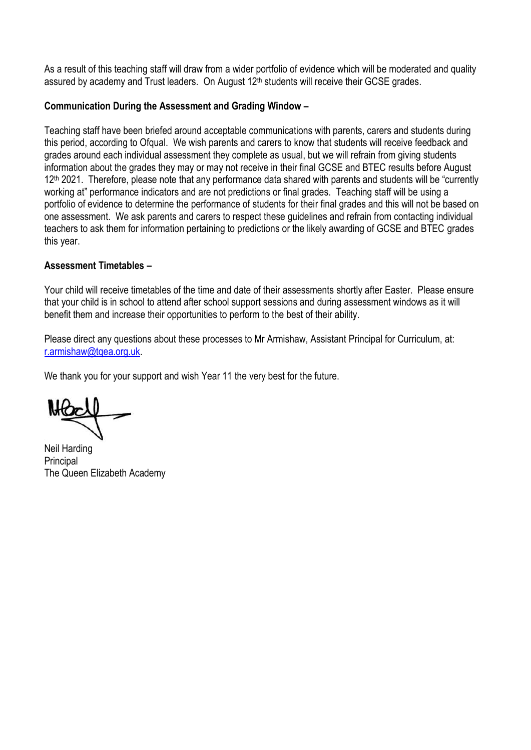As a result of this teaching staff will draw from a wider portfolio of evidence which will be moderated and quality assured by academy and Trust leaders. On August 12th students will receive their GCSE grades.

**Communication During the Assessment and Grading Window –**

Teaching staff have been briefed around acceptable communications with parents, carers and students during this period, according to Ofqual. We wish parents and carers to know that students will receive feedback and grades around each individual assessment they complete as usual, but we will refrain from giving students information about the grades they may or may not receive in their final GCSE and BTEC results before August 12th 2021. Therefore, please note that any performance data shared with parents and students will be "currently working at" performance indicators and are not predictions or final grades. Teaching staff will be using a portfolio of evidence to determine the performance of students for their final grades and this will not be based on one assessment. We ask parents and carers to respect these guidelines and refrain from contacting individual teachers to ask them for information pertaining to predictions or the likely awarding of GCSE and BTEC grades this year.

**Assessment Timetables –**

Your child will receive timetables of the time and date of their assessments shortly after Easter. Please ensure that your child is in school to attend after school support sessions and during assessment windows as it will benefit them and increase their opportunities to perform to the best of their ability.

Please direct any questions about these processes to Mr Armishaw, Assistant Principal for Curriculum, at: r.armishaw@tqea.org.uk.

We thank you for your support and wish Year 11 the very best for the future.

Neil Harding
Principal
The Queen Elizabeth Academy